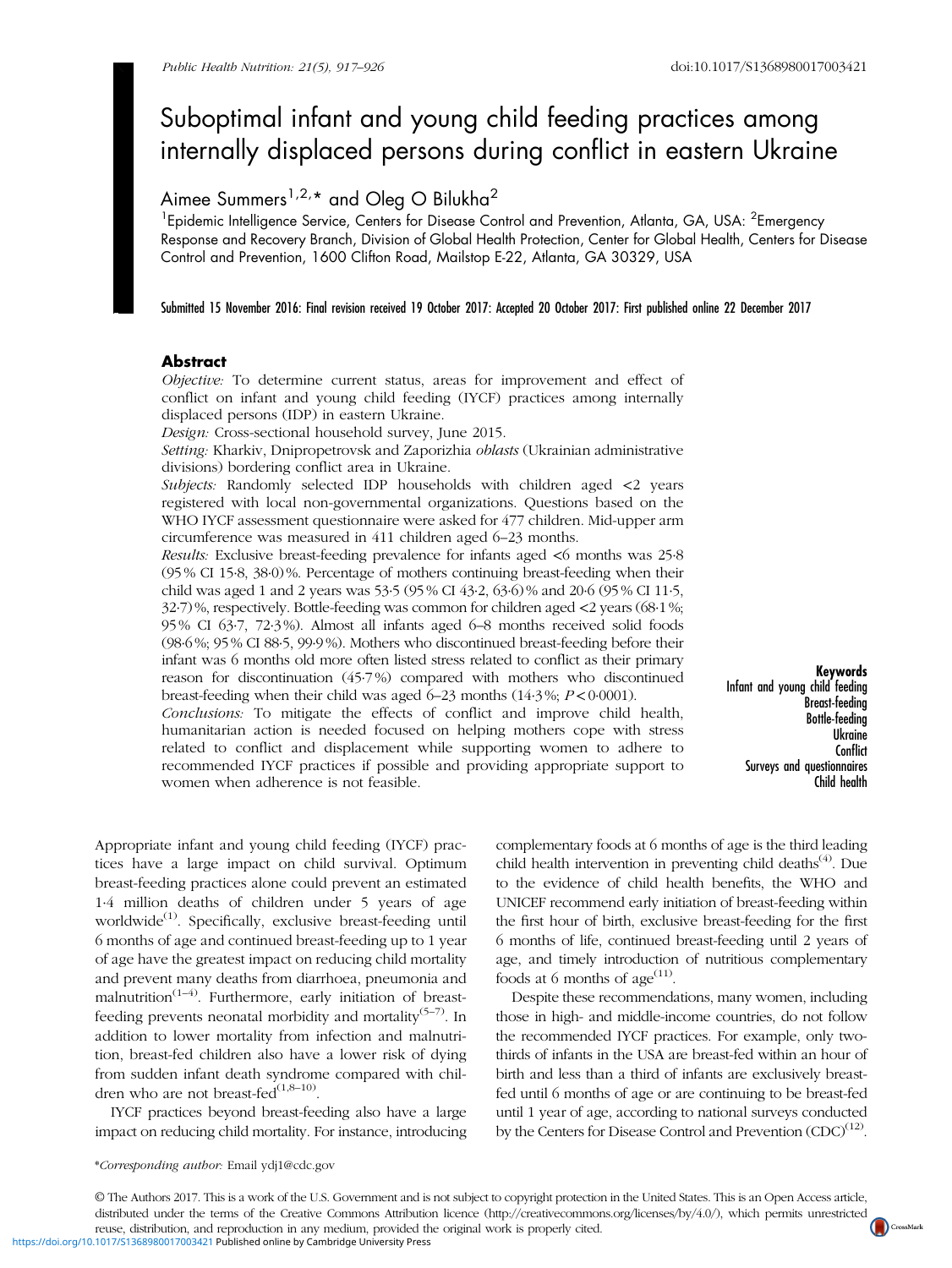# Suboptimal infant and young child feeding practices among internally displaced persons during conflict in eastern Ukraine

Aimee Summers[1,2,*] and Oleg O Bilukha[2]

[1]Epidemic Intelligence Service, Centers for Disease Control and Prevention, Atlanta, GA, USA: [2]Emergency Response and Recovery Branch, Division of Global Health Protection, Center for Global Health, Centers for Disease Control and Prevention, 1600 Clifton Road, Mailstop E-22, Atlanta, GA 30329, USA

Submitted 15 November 2016: Final revision received 19 October 2017: Accepted 20 October 2017: First published online 22 December 2017

## Abstract

*Objective:* To determine current status, areas for improvement and effect of conflict on infant and young child feeding (IYCF) practices among internally displaced persons (IDP) in eastern Ukraine.

*Design:* Cross-sectional household survey, June 2015.

*Setting:* Kharkiv, Dnipropetrovsk and Zaporizhia *oblasts* (Ukrainian administrative divisions) bordering conflict area in Ukraine.

*Subjects:* Randomly selected IDP households with children aged <2 years registered with local non-governmental organizations. Questions based on the WHO IYCF assessment questionnaire were asked for 477 children. Mid-upper arm circumference was measured in 411 children aged 6–23 months.

*Results:* Exclusive breast-feeding prevalence for infants aged <6 months was 25·8 (95 % CI 15·8, 38·0) %. Percentage of mothers continuing breast-feeding when their child was aged 1 and 2 years was 53·5 (95 % CI 43·2, 63·6) % and 20·6 (95 % CI 11·5, 32·7) %, respectively. Bottle-feeding was common for children aged <2 years (68·1 %; 95 % CI 63·7, 72·3 %). Almost all infants aged 6–8 months received solid foods (98·6 %; 95 % CI 88·5, 99·9 %). Mothers who discontinued breast-feeding before their infant was 6 months old more often listed stress related to conflict as their primary reason for discontinuation (45·7 %) compared with mothers who discontinued breast-feeding when their child was aged 6–23 months (14·3 %; $P < 0·0001$).

*Conclusions:* To mitigate the effects of conflict and improve child health, humanitarian action is needed focused on helping mothers cope with stress related to conflict and displacement while supporting women to adhere to recommended IYCF practices if possible and providing appropriate support to women when adherence is not feasible.

**Keywords**
Infant and young child feeding
Breast-feeding
Bottle-feeding
Ukraine
Conflict
Surveys and questionnaires
Child health

Appropriate infant and young child feeding (IYCF) practices have a large impact on child survival. Optimum breast-feeding practices alone could prevent an estimated 1·4 million deaths of children under 5 years of age worldwide[1]. Specifically, exclusive breast-feeding until 6 months of age and continued breast-feeding up to 1 year of age have the greatest impact on reducing child mortality and prevent many deaths from diarrhoea, pneumonia and malnutrition[1–4]. Furthermore, early initiation of breast-feeding prevents neonatal morbidity and mortality[5–7]. In addition to lower mortality from infection and malnutrition, breast-fed children also have a lower risk of dying from sudden infant death syndrome compared with children who are not breast-fed[1,8–10].

IYCF practices beyond breast-feeding also have a large impact on reducing child mortality. For instance, introducing complementary foods at 6 months of age is the third leading child health intervention in preventing child deaths[4]. Due to the evidence of child health benefits, the WHO and UNICEF recommend early initiation of breast-feeding within the first hour of birth, exclusive breast-feeding for the first 6 months of life, continued breast-feeding until 2 years of age, and timely introduction of nutritious complementary foods at 6 months of age[11].

Despite these recommendations, many women, including those in high- and middle-income countries, do not follow the recommended IYCF practices. For example, only two-thirds of infants in the USA are breast-fed within an hour of birth and less than a third of infants are exclusively breast-fed until 6 months of age or are continuing to be breast-fed until 1 year of age, according to national surveys conducted by the Centers for Disease Control and Prevention (CDC)[12].

*Corresponding author: Email ydj1@cdc.gov

© The Authors 2017. This is a work of the U.S. Government and is not subject to copyright protection in the United States. This is an Open Access article, distributed under the terms of the Creative Commons Attribution licence (http://creativecommons.org/licenses/by/4.0/), which permits unrestricted reuse, distribution, and reproduction in any medium, provided the original work is properly cited.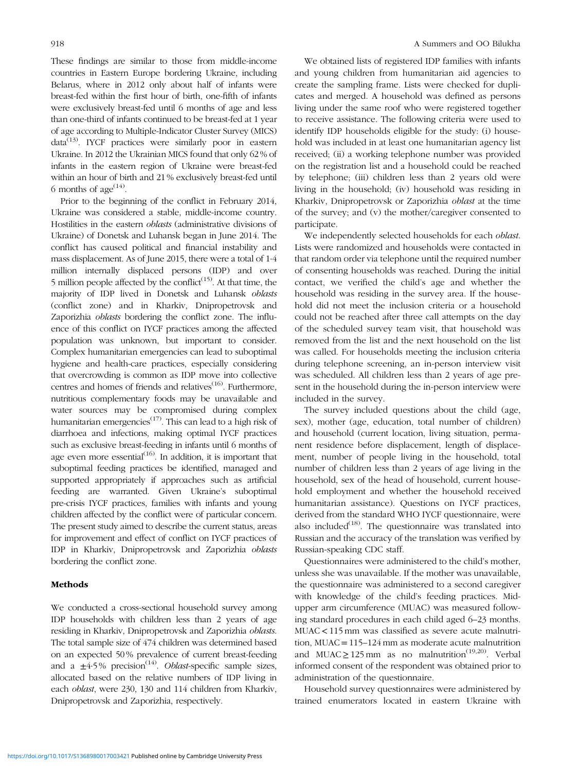These findings are similar to those from middle-income countries in Eastern Europe bordering Ukraine, including Belarus, where in 2012 only about half of infants were breast-fed within the first hour of birth, one-fifth of infants were exclusively breast-fed until 6 months of age and less than one-third of infants continued to be breast-fed at 1 year of age according to Multiple-Indicator Cluster Survey (MICS) data[13]. IYCF practices were similarly poor in eastern Ukraine. In 2012 the Ukrainian MICS found that only 62 % of infants in the eastern region of Ukraine were breast-fed within an hour of birth and 21 % exclusively breast-fed until 6 months of age[14].

Prior to the beginning of the conflict in February 2014, Ukraine was considered a stable, middle-income country. Hostilities in the eastern *oblasts* (administrative divisions of Ukraine) of Donetsk and Luhansk began in June 2014. The conflict has caused political and financial instability and mass displacement. As of June 2015, there were a total of 1·4 million internally displaced persons (IDP) and over 5 million people affected by the conflict[15]. At that time, the majority of IDP lived in Donetsk and Luhansk *oblasts* (conflict zone) and in Kharkiv, Dnipropetrovsk and Zaporizhia *oblasts* bordering the conflict zone. The influence of this conflict on IYCF practices among the affected population was unknown, but important to consider. Complex humanitarian emergencies can lead to suboptimal hygiene and health-care practices, especially considering that overcrowding is common as IDP move into collective centres and homes of friends and relatives[16]. Furthermore, nutritious complementary foods may be unavailable and water sources may be compromised during complex humanitarian emergencies[17]. This can lead to a high risk of diarrhoea and infections, making optimal IYCF practices such as exclusive breast-feeding in infants until 6 months of age even more essential[16]. In addition, it is important that suboptimal feeding practices be identified, managed and supported appropriately if approaches such as artificial feeding are warranted. Given Ukraine's suboptimal pre-crisis IYCF practices, families with infants and young children affected by the conflict were of particular concern. The present study aimed to describe the current status, areas for improvement and effect of conflict on IYCF practices of IDP in Kharkiv, Dnipropetrovsk and Zaporizhia *oblasts* bordering the conflict zone.

## Methods

We conducted a cross-sectional household survey among IDP households with children less than 2 years of age residing in Kharkiv, Dnipropetrovsk and Zaporizhia *oblasts*. The total sample size of 474 children was determined based on an expected 50 % prevalence of current breast-feeding and a ±4·5 % precision[14]. *Oblast*-specific sample sizes, allocated based on the relative numbers of IDP living in each *oblast*, were 230, 130 and 114 children from Kharkiv, Dnipropetrovsk and Zaporizhia, respectively.

We obtained lists of registered IDP families with infants and young children from humanitarian aid agencies to create the sampling frame. Lists were checked for duplicates and merged. A household was defined as persons living under the same roof who were registered together to receive assistance. The following criteria were used to identify IDP households eligible for the study: (i) household was included in at least one humanitarian agency list received; (ii) a working telephone number was provided on the registration list and a household could be reached by telephone; (iii) children less than 2 years old were living in the household; (iv) household was residing in Kharkiv, Dnipropetrovsk or Zaporizhia *oblast* at the time of the survey; and (v) the mother/caregiver consented to participate.

We independently selected households for each *oblast*. Lists were randomized and households were contacted in that random order via telephone until the required number of consenting households was reached. During the initial contact, we verified the child's age and whether the household was residing in the survey area. If the household did not meet the inclusion criteria or a household could not be reached after three call attempts on the day of the scheduled survey team visit, that household was removed from the list and the next household on the list was called. For households meeting the inclusion criteria during telephone screening, an in-person interview visit was scheduled. All children less than 2 years of age present in the household during the in-person interview were included in the survey.

The survey included questions about the child (age, sex), mother (age, education, total number of children) and household (current location, living situation, permanent residence before displacement, length of displacement, number of people living in the household, total number of children less than 2 years of age living in the household, sex of the head of household, current household employment and whether the household received humanitarian assistance). Questions on IYCF practices, derived from the standard WHO IYCF questionnaire, were also included[18]. The questionnaire was translated into Russian and the accuracy of the translation was verified by Russian-speaking CDC staff.

Questionnaires were administered to the child's mother, unless she was unavailable. If the mother was unavailable, the questionnaire was administered to a second caregiver with knowledge of the child's feeding practices. Mid-upper arm circumference (MUAC) was measured following standard procedures in each child aged 6–23 months. MUAC < 115 mm was classified as severe acute malnutrition, MUAC = 115–124 mm as moderate acute malnutrition and MUAC ≥ 125 mm as no malnutrition[19,20]. Verbal informed consent of the respondent was obtained prior to administration of the questionnaire.

Household survey questionnaires were administered by trained enumerators located in eastern Ukraine with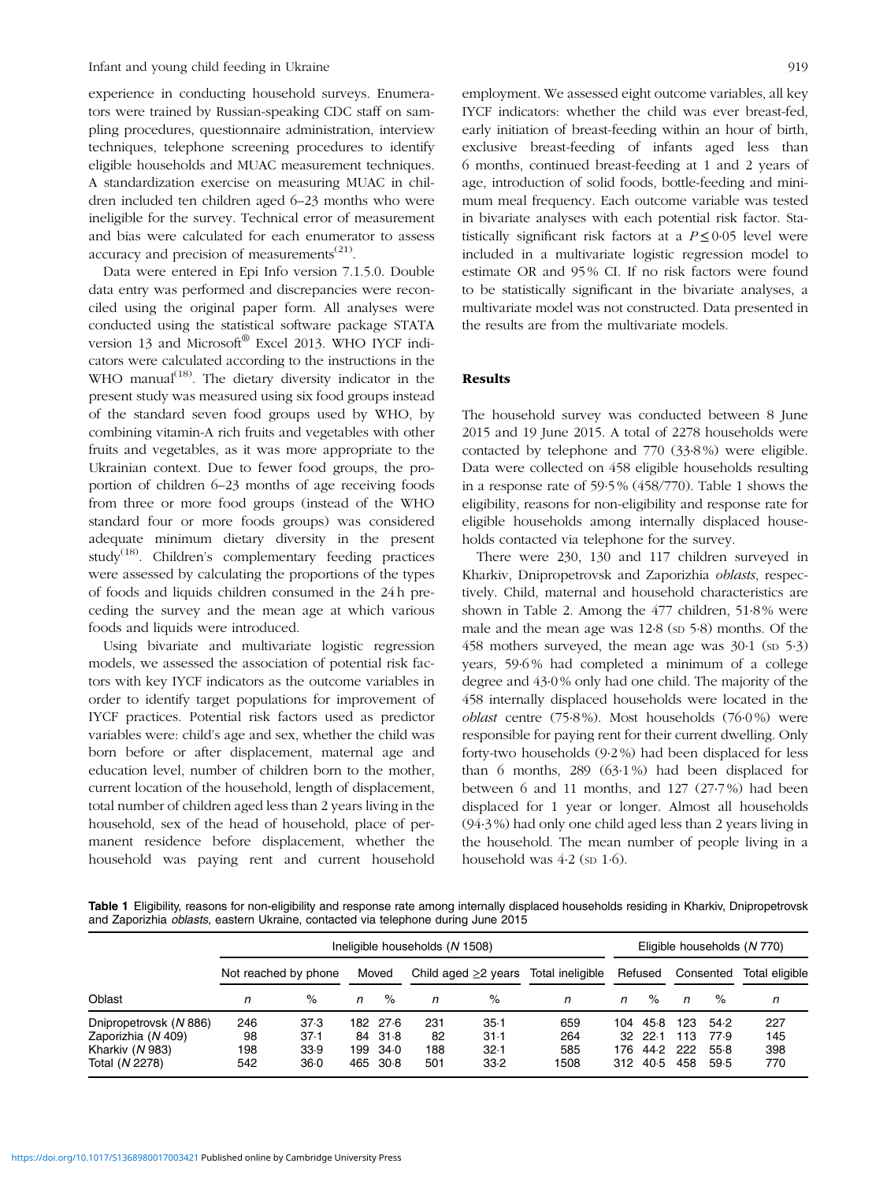experience in conducting household surveys. Enumerators were trained by Russian-speaking CDC staff on sampling procedures, questionnaire administration, interview techniques, telephone screening procedures to identify eligible households and MUAC measurement techniques. A standardization exercise on measuring MUAC in children included ten children aged 6–23 months who were ineligible for the survey. Technical error of measurement and bias were calculated for each enumerator to assess accuracy and precision of measurements[21].

Data were entered in Epi Info version 7.1.5.0. Double data entry was performed and discrepancies were reconciled using the original paper form. All analyses were conducted using the statistical software package STATA version 13 and Microsoft® Excel 2013. WHO IYCF indicators were calculated according to the instructions in the WHO manual[18]. The dietary diversity indicator in the present study was measured using six food groups instead of the standard seven food groups used by WHO, by combining vitamin-A rich fruits and vegetables with other fruits and vegetables, as it was more appropriate to the Ukrainian context. Due to fewer food groups, the proportion of children 6–23 months of age receiving foods from three or more food groups (instead of the WHO standard four or more foods groups) was considered adequate minimum dietary diversity in the present study[18]. Children's complementary feeding practices were assessed by calculating the proportions of the types of foods and liquids children consumed in the 24 h preceding the survey and the mean age at which various foods and liquids were introduced.

Using bivariate and multivariate logistic regression models, we assessed the association of potential risk factors with key IYCF indicators as the outcome variables in order to identify target populations for improvement of IYCF practices. Potential risk factors used as predictor variables were: child's age and sex, whether the child was born before or after displacement, maternal age and education level, number of children born to the mother, current location of the household, length of displacement, total number of children aged less than 2 years living in the household, sex of the head of household, place of permanent residence before displacement, whether the household was paying rent and current household employment. We assessed eight outcome variables, all key IYCF indicators: whether the child was ever breast-fed, early initiation of breast-feeding within an hour of birth, exclusive breast-feeding of infants aged less than 6 months, continued breast-feeding at 1 and 2 years of age, introduction of solid foods, bottle-feeding and minimum meal frequency. Each outcome variable was tested in bivariate analyses with each potential risk factor. Statistically significant risk factors at a $P \leq 0.05$ level were included in a multivariate logistic regression model to estimate OR and 95 % CI. If no risk factors were found to be statistically significant in the bivariate analyses, a multivariate model was not constructed. Data presented in the results are from the multivariate models.

## Results

The household survey was conducted between 8 June 2015 and 19 June 2015. A total of 2278 households were contacted by telephone and 770 (33·8 %) were eligible. Data were collected on 458 eligible households resulting in a response rate of 59·5 % (458/770). Table 1 shows the eligibility, reasons for non-eligibility and response rate for eligible households among internally displaced households contacted via telephone for the survey.

There were 230, 130 and 117 children surveyed in Kharkiv, Dnipropetrovsk and Zaporizhia *oblasts*, respectively. Child, maternal and household characteristics are shown in Table 2. Among the 477 children, 51·8 % were male and the mean age was 12·8 (SD 5·8) months. Of the 458 mothers surveyed, the mean age was 30·1 (SD 5·3) years, 59·6 % had completed a minimum of a college degree and 43·0 % only had one child. The majority of the 458 internally displaced households were located in the *oblast* centre (75·8 %). Most households (76·0 %) were responsible for paying rent for their current dwelling. Only forty-two households (9·2 %) had been displaced for less than 6 months, 289 (63·1 %) had been displaced for between 6 and 11 months, and 127 (27·7 %) had been displaced for 1 year or longer. Almost all households (94·3 %) had only one child aged less than 2 years living in the household. The mean number of people living in a household was 4·2 (SD 1·6).

**Table 1** Eligibility, reasons for non-eligibility and response rate among internally displaced households residing in Kharkiv, Dnipropetrovsk and Zaporizhia *oblasts*, eastern Ukraine, contacted via telephone during June 2015

| | Ineligible households (N 1508) | | | | | | | Eligible households (N 770) | | | | |
|---|---|---|---|---|---|---|---|---|---|---|---|---|
| | Not reached by phone | | Moved | | Child aged ≥2 years | | Total ineligible | Refused | | Consented | | Total eligible |
| Oblast | n | % | n | % | n | % | n | n | % | n | % | n |
| Dnipropetrovsk (N 886) | 246 | 37·3 | 182 | 27·6 | 231 | 35·1 | 659 | 104 | 45·8 | 123 | 54·2 | 227 |
| Zaporizhia (N 409) | 98 | 37·1 | 84 | 31·8 | 82 | 31·1 | 264 | 32 | 22·1 | 113 | 77·9 | 145 |
| Kharkiv (N 983) | 198 | 33·9 | 199 | 34·0 | 188 | 32·1 | 585 | 176 | 44·2 | 222 | 55·8 | 398 |
| Total (N 2278) | 542 | 36·0 | 465 | 30·8 | 501 | 33·2 | 1508 | 312 | 40·5 | 458 | 59·5 | 770 |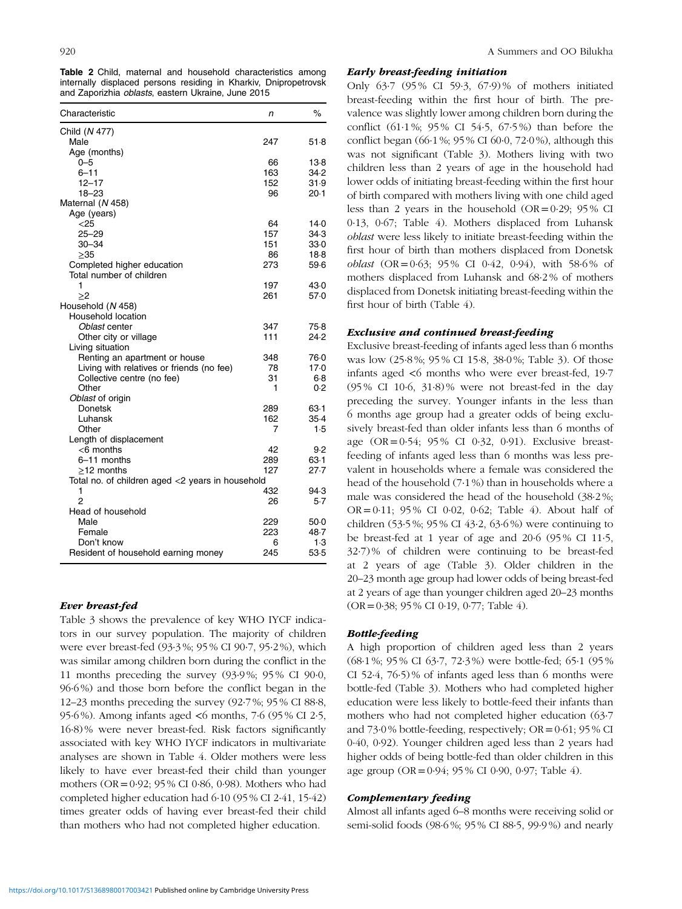**Table 2** Child, maternal and household characteristics among internally displaced persons residing in Kharkiv, Dnipropetrovsk and Zaporizhia *oblasts*, eastern Ukraine, June 2015

| Characteristic | *n* | % |
|---|---|---|
| Child (*N* 477) | | |
| Male | 247 | 51·8 |
| Age (months) | | |
| 0–5 | 66 | 13·8 |
| 6–11 | 163 | 34·2 |
| 12–17 | 152 | 31·9 |
| 18–23 | 96 | 20·1 |
| Maternal (*N* 458) | | |
| Age (years) | | |
| <25 | 64 | 14·0 |
| 25–29 | 157 | 34·3 |
| 30–34 | 151 | 33·0 |
| ≥35 | 86 | 18·8 |
| Completed higher education | 273 | 59·6 |
| Total number of children | | |
| 1 | 197 | 43·0 |
| ≥2 | 261 | 57·0 |
| Household (*N* 458) | | |
| Household location | | |
| *Oblast* center | 347 | 75·8 |
| Other city or village | 111 | 24·2 |
| Living situation | | |
| Renting an apartment or house | 348 | 76·0 |
| Living with relatives or friends (no fee) | 78 | 17·0 |
| Collective centre (no fee) | 31 | 6·8 |
| Other | 1 | 0·2 |
| *Oblast* of origin | | |
| Donetsk | 289 | 63·1 |
| Luhansk | 162 | 35·4 |
| Other | 7 | 1·5 |
| Length of displacement | | |
| <6 months | 42 | 9·2 |
| 6–11 months | 289 | 63·1 |
| ≥12 months | 127 | 27·7 |
| Total no. of children aged <2 years in household | | |
| 1 | 432 | 94·3 |
| 2 | 26 | 5·7 |
| Head of household | | |
| Male | 229 | 50·0 |
| Female | 223 | 48·7 |
| Don't know | 6 | 1·3 |
| Resident of household earning money | 245 | 53·5 |

### *Ever breast-fed*

Table 3 shows the prevalence of key WHO IYCF indicators in our survey population. The majority of children were ever breast-fed (93·3 %; 95 % CI 90·7, 95·2 %), which was similar among children born during the conflict in the 11 months preceding the survey (93·9 %; 95 % CI 90·0, 96·6 %) and those born before the conflict began in the 12–23 months preceding the survey (92·7 %; 95 % CI 88·8, 95·6 %). Among infants aged <6 months, 7·6 (95 % CI 2·5, 16·8) % were never breast-fed. Risk factors significantly associated with key WHO IYCF indicators in multivariate analyses are shown in Table 4. Older mothers were less likely to have ever breast-fed their child than younger mothers (OR = 0·92; 95 % CI 0·86, 0·98). Mothers who had completed higher education had 6·10 (95 % CI 2·41, 15·42) times greater odds of having ever breast-fed their child than mothers who had not completed higher education.

### *Early breast-feeding initiation*

Only 63·7 (95 % CI 59·3, 67·9) % of mothers initiated breast-feeding within the first hour of birth. The prevalence was slightly lower among children born during the conflict (61·1 %; 95 % CI 54·5, 67·5 %) than before the conflict began (66·1 %; 95 % CI 60·0, 72·0 %), although this was not significant (Table 3). Mothers living with two children less than 2 years of age in the household had lower odds of initiating breast-feeding within the first hour of birth compared with mothers living with one child aged less than 2 years in the household (OR = 0·29; 95 % CI 0·13, 0·67; Table 4). Mothers displaced from Luhansk *oblast* were less likely to initiate breast-feeding within the first hour of birth than mothers displaced from Donetsk *oblast* (OR = 0·63; 95 % CI 0·42, 0·94), with 58·6 % of mothers displaced from Luhansk and 68·2 % of mothers displaced from Donetsk initiating breast-feeding within the first hour of birth (Table 4).

### *Exclusive and continued breast-feeding*

Exclusive breast-feeding of infants aged less than 6 months was low (25·8 %; 95 % CI 15·8, 38·0 %; Table 3). Of those infants aged <6 months who were ever breast-fed, 19·7 (95 % CI 10·6, 31·8) % were not breast-fed in the day preceding the survey. Younger infants in the less than 6 months age group had a greater odds of being exclusively breast-fed than older infants less than 6 months of age (OR = 0·54; 95 % CI 0·32, 0·91). Exclusive breast-feeding of infants aged less than 6 months was less prevalent in households where a female was considered the head of the household (7·1 %) than in households where a male was considered the head of the household (38·2 %; OR = 0·11; 95 % CI 0·02, 0·62; Table 4). About half of children (53·5 %; 95 % CI 43·2, 63·6 %) were continuing to be breast-fed at 1 year of age and 20·6 (95 % CI 11·5, 32·7) % of children were continuing to be breast-fed at 2 years of age (Table 3). Older children in the 20–23 month age group had lower odds of being breast-fed at 2 years of age than younger children aged 20–23 months (OR = 0·38; 95 % CI 0·19, 0·77; Table 4).

### *Bottle-feeding*

A high proportion of children aged less than 2 years (68·1 %; 95 % CI 63·7, 72·3 %) were bottle-fed; 65·1 (95 % CI 52·4, 76·5) % of infants aged less than 6 months were bottle-fed (Table 3). Mothers who had completed higher education were less likely to bottle-feed their infants than mothers who had not completed higher education (63·7 and 73·0 % bottle-feeding, respectively; OR = 0·61; 95 % CI 0·40, 0·92). Younger children aged less than 2 years had higher odds of being bottle-fed than older children in this age group (OR = 0·94; 95 % CI 0·90, 0·97; Table 4).

### *Complementary feeding*

Almost all infants aged 6–8 months were receiving solid or semi-solid foods (98·6 %; 95 % CI 88·5, 99·9 %) and nearly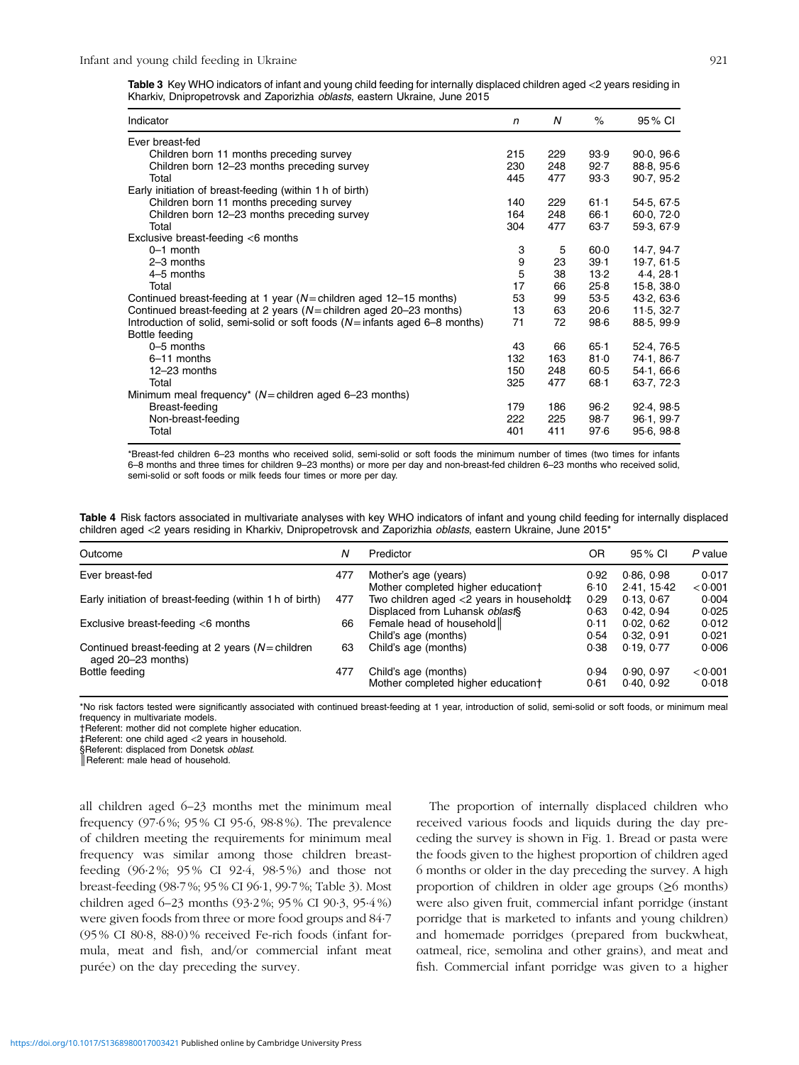**Table 3** Key WHO indicators of infant and young child feeding for internally displaced children aged <2 years residing in Kharkiv, Dnipropetrovsk and Zaporizhia *oblasts*, eastern Ukraine, June 2015

| Indicator | n | N | % | 95 % CI |
|---|---|---|---|---|
| Ever breast-fed | | | | |
| Children born 11 months preceding survey | 215 | 229 | 93·9 | 90·0, 96·6 |
| Children born 12–23 months preceding survey | 230 | 248 | 92·7 | 88·8, 95·6 |
| Total | 445 | 477 | 93·3 | 90·7, 95·2 |
| Early initiation of breast-feeding (within 1 h of birth) | | | | |
| Children born 11 months preceding survey | 140 | 229 | 61·1 | 54·5, 67·5 |
| Children born 12–23 months preceding survey | 164 | 248 | 66·1 | 60·0, 72·0 |
| Total | 304 | 477 | 63·7 | 59·3, 67·9 |
| Exclusive breast-feeding <6 months | | | | |
| 0–1 month | 3 | 5 | 60·0 | 14·7, 94·7 |
| 2–3 months | 9 | 23 | 39·1 | 19·7, 61·5 |
| 4–5 months | 5 | 38 | 13·2 | 4·4, 28·1 |
| Total | 17 | 66 | 25·8 | 15·8, 38·0 |
| Continued breast-feeding at 1 year (N = children aged 12–15 months) | 53 | 99 | 53·5 | 43·2, 63·6 |
| Continued breast-feeding at 2 years (N = children aged 20–23 months) | 13 | 63 | 20·6 | 11·5, 32·7 |
| Introduction of solid, semi-solid or soft foods (N = infants aged 6–8 months) | 71 | 72 | 98·6 | 88·5, 99·9 |
| Bottle feeding | | | | |
| 0–5 months | 43 | 66 | 65·1 | 52·4, 76·5 |
| 6–11 months | 132 | 163 | 81·0 | 74·1, 86·7 |
| 12–23 months | 150 | 248 | 60·5 | 54·1, 66·6 |
| Total | 325 | 477 | 68·1 | 63·7, 72·3 |
| Minimum meal frequency* (N = children aged 6–23 months) | | | | |
| Breast-feeding | 179 | 186 | 96·2 | 92·4, 98·5 |
| Non-breast-feeding | 222 | 225 | 98·7 | 96·1, 99·7 |
| Total | 401 | 411 | 97·6 | 95·6, 98·8 |

*Breast-fed children 6–23 months who received solid, semi-solid or soft foods the minimum number of times (two times for infants 6–8 months and three times for children 9–23 months) or more per day and non-breast-fed children 6–23 months who received solid, semi-solid or soft foods or milk feeds four times or more per day.

**Table 4** Risk factors associated in multivariate analyses with key WHO indicators of infant and young child feeding for internally displaced children aged <2 years residing in Kharkiv, Dnipropetrovsk and Zaporizhia *oblasts*, eastern Ukraine, June 2015*

| Outcome | N | Predictor | OR | 95 % CI | P value |
|---|---|---|---|---|---|
| Ever breast-fed | 477 | Mother's age (years) | 0·92 | 0·86, 0·98 | 0·017 |
| | | Mother completed higher education† | 6·10 | 2·41, 15·42 | <0·001 |
| Early initiation of breast-feeding (within 1 h of birth) | 477 | Two children aged <2 years in household‡ | 0·29 | 0·13, 0·67 | 0·004 |
| | | Displaced from Luhansk *oblast*§ | 0·63 | 0·42, 0·94 | 0·025 |
| Exclusive breast-feeding <6 months | 66 | Female head of household‖ | 0·11 | 0·02, 0·62 | 0·012 |
| | | Child's age (months) | 0·54 | 0·32, 0·91 | 0·021 |
| Continued breast-feeding at 2 years (N = children aged 20–23 months) | 63 | Child's age (months) | 0·38 | 0·19, 0·77 | 0·006 |
| Bottle feeding | 477 | Child's age (months) | 0·94 | 0·90, 0·97 | <0·001 |
| | | Mother completed higher education† | 0·61 | 0·40, 0·92 | 0·018 |

*No risk factors tested were significantly associated with continued breast-feeding at 1 year, introduction of solid, semi-solid or soft foods, or minimum meal frequency in multivariate models.
†Referent: mother did not complete higher education.
‡Referent: one child aged <2 years in household.
§Referent: displaced from Donetsk *oblast*.
‖Referent: male head of household.

all children aged 6–23 months met the minimum meal frequency (97·6 %; 95 % CI 95·6, 98·8 %). The prevalence of children meeting the requirements for minimum meal frequency was similar among those children breast-feeding (96·2 %; 95 % CI 92·4, 98·5 %) and those not breast-feeding (98·7 %; 95 % CI 96·1, 99·7 %; Table 3). Most children aged 6–23 months (93·2 %; 95 % CI 90·3, 95·4 %) were given foods from three or more food groups and 84·7 (95 % CI 80·8, 88·0) % received Fe-rich foods (infant formula, meat and fish, and/or commercial infant meat purée) on the day preceding the survey.

The proportion of internally displaced children who received various foods and liquids during the day preceding the survey is shown in Fig. 1. Bread or pasta were the foods given to the highest proportion of children aged 6 months or older in the day preceding the survey. A high proportion of children in older age groups (≥6 months) were also given fruit, commercial infant porridge (instant porridge that is marketed to infants and young children) and homemade porridges (prepared from buckwheat, oatmeal, rice, semolina and other grains), and meat and fish. Commercial infant porridge was given to a higher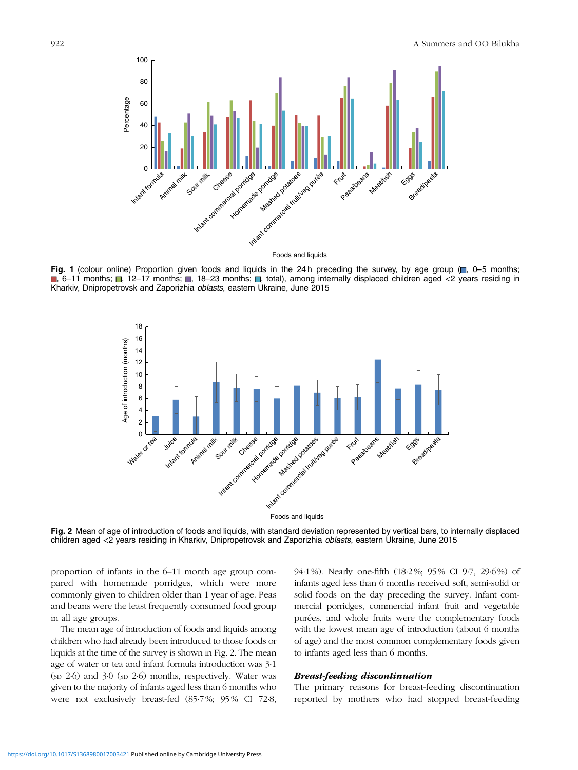Fig. 1 (colour online) Proportion given foods and liquids in the 24 h preceding the survey, by age group (■, 0–5 months; ■, 6–11 months; ■, 12–17 months; ■, 18–23 months; ■, total), among internally displaced children aged <2 years residing in Kharkiv, Dnipropetrovsk and Zaporizhia *oblasts*, eastern Ukraine, June 2015

Fig. 2 Mean of age of introduction of foods and liquids, with standard deviation represented by vertical bars, to internally displaced children aged <2 years residing in Kharkiv, Dnipropetrovsk and Zaporizhia *oblasts*, eastern Ukraine, June 2015

proportion of infants in the 6–11 month age group compared with homemade porridges, which were more commonly given to children older than 1 year of age. Peas and beans were the least frequently consumed food group in all age groups.

The mean age of introduction of foods and liquids among children who had already been introduced to those foods or liquids at the time of the survey is shown in Fig. 2. The mean age of water or tea and infant formula introduction was 3·1 (SD 2·6) and 3·0 (SD 2·6) months, respectively. Water was given to the majority of infants aged less than 6 months who were not exclusively breast-fed (85·7%; 95% CI 72·8, 94·1%). Nearly one-fifth (18·2%; 95% CI 9·7, 29·6%) of infants aged less than 6 months received soft, semi-solid or solid foods on the day preceding the survey. Infant commercial porridges, commercial infant fruit and vegetable purées, and whole fruits were the complementary foods with the lowest mean age of introduction (about 6 months of age) and the most common complementary foods given to infants aged less than 6 months.

### *Breast-feeding discontinuation*

The primary reasons for breast-feeding discontinuation reported by mothers who had stopped breast-feeding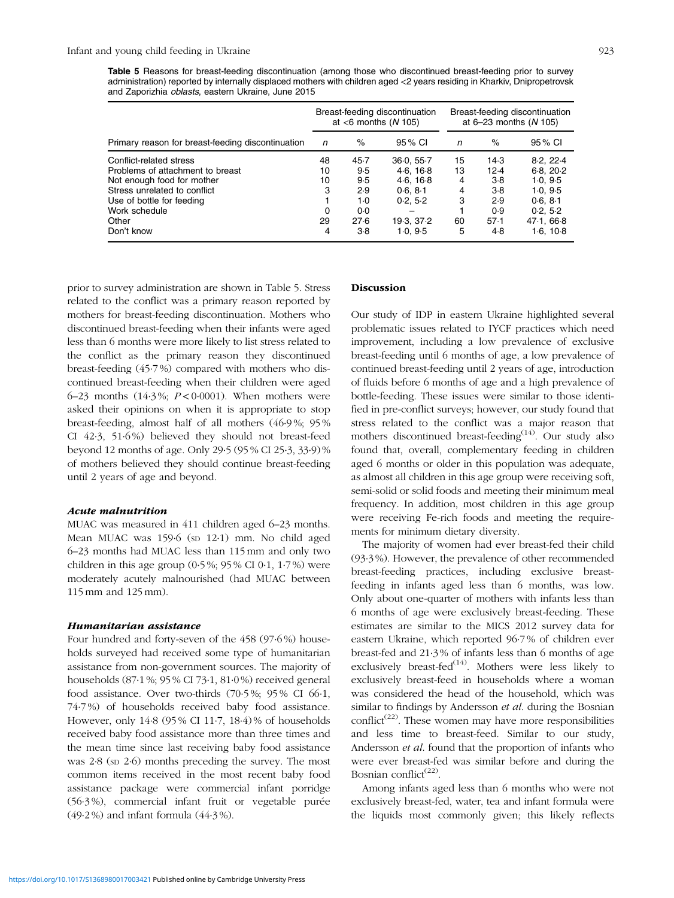**Table 5** Reasons for breast-feeding discontinuation (among those who discontinued breast-feeding prior to survey administration) reported by internally displaced mothers with children aged <2 years residing in Kharkiv, Dnipropetrovsk and Zaporizhia *oblasts*, eastern Ukraine, June 2015

| | Breast-feeding discontinuation at <6 months (*N* 105) | | | Breast-feeding discontinuation at 6–23 months (*N* 105) | | |
|---|---|---|---|---|---|---|
| Primary reason for breast-feeding discontinuation | *n* | % | 95 % CI | *n* | % | 95 % CI |
| Conflict-related stress | 48 | 45·7 | 36·0, 55·7 | 15 | 14·3 | 8·2, 22·4 |
| Problems of attachment to breast | 10 | 9·5 | 4·6, 16·8 | 13 | 12·4 | 6·8, 20·2 |
| Not enough food for mother | 10 | 9·5 | 4·6, 16·8 | 4 | 3·8 | 1·0, 9·5 |
| Stress unrelated to conflict | 3 | 2·9 | 0·6, 8·1 | 4 | 3·8 | 1·0, 9·5 |
| Use of bottle for feeding | 1 | 1·0 | 0·2, 5·2 | 3 | 2·9 | 0·6, 8·1 |
| Work schedule | 0 | 0·0 | – | 1 | 0·9 | 0·2, 5·2 |
| Other | 29 | 27·6 | 19·3, 37·2 | 60 | 57·1 | 47·1, 66·8 |
| Don't know | 4 | 3·8 | 1·0, 9·5 | 5 | 4·8 | 1·6, 10·8 |

prior to survey administration are shown in Table 5. Stress related to the conflict was a primary reason reported by mothers for breast-feeding discontinuation. Mothers who discontinued breast-feeding when their infants were aged less than 6 months were more likely to list stress related to the conflict as the primary reason they discontinued breast-feeding (45·7 %) compared with mothers who discontinued breast-feeding when their children were aged 6–23 months (14·3 %; $P < 0·0001$). When mothers were asked their opinions on when it is appropriate to stop breast-feeding, almost half of all mothers (46·9 %; 95 % CI 42·3, 51·6 %) believed they should not breast-feed beyond 12 months of age. Only 29·5 (95 % CI 25·3, 33·9) % of mothers believed they should continue breast-feeding until 2 years of age and beyond.

### *Acute malnutrition*

MUAC was measured in 411 children aged 6–23 months. Mean MUAC was 159·6 (SD 12·1) mm. No child aged 6–23 months had MUAC less than 115 mm and only two children in this age group (0·5 %; 95 % CI 0·1, 1·7 %) were moderately acutely malnourished (had MUAC between 115 mm and 125 mm).

### *Humanitarian assistance*

Four hundred and forty-seven of the 458 (97·6 %) households surveyed had received some type of humanitarian assistance from non-government sources. The majority of households (87·1 %; 95 % CI 73·1, 81·0 %) received general food assistance. Over two-thirds (70·5 %; 95 % CI 66·1, 74·7 %) of households received baby food assistance. However, only 14·8 (95 % CI 11·7, 18·4) % of households received baby food assistance more than three times and the mean time since last receiving baby food assistance was 2·8 (SD 2·6) months preceding the survey. The most common items received in the most recent baby food assistance package were commercial infant porridge (56·3 %), commercial infant fruit or vegetable purée (49·2 %) and infant formula (44·3 %).

## Discussion

Our study of IDP in eastern Ukraine highlighted several problematic issues related to IYCF practices which need improvement, including a low prevalence of exclusive breast-feeding until 6 months of age, a low prevalence of continued breast-feeding until 2 years of age, introduction of fluids before 6 months of age and a high prevalence of bottle-feeding. These issues were similar to those identified in pre-conflict surveys; however, our study found that stress related to the conflict was a major reason that mothers discontinued breast-feeding[14]. Our study also found that, overall, complementary feeding in children aged 6 months or older in this population was adequate, as almost all children in this age group were receiving soft, semi-solid or solid foods and meeting their minimum meal frequency. In addition, most children in this age group were receiving Fe-rich foods and meeting the requirements for minimum dietary diversity.

The majority of women had ever breast-fed their child (93·3 %). However, the prevalence of other recommended breast-feeding practices, including exclusive breast-feeding in infants aged less than 6 months, was low. Only about one-quarter of mothers with infants less than 6 months of age were exclusively breast-feeding. These estimates are similar to the MICS 2012 survey data for eastern Ukraine, which reported 96·7 % of children ever breast-fed and 21·3 % of infants less than 6 months of age exclusively breast-fed[14]. Mothers were less likely to exclusively breast-feed in households where a woman was considered the head of the household, which was similar to findings by Andersson *et al.* during the Bosnian conflict[22]. These women may have more responsibilities and less time to breast-feed. Similar to our study, Andersson *et al.* found that the proportion of infants who were ever breast-fed was similar before and during the Bosnian conflict[22].

Among infants aged less than 6 months who were not exclusively breast-fed, water, tea and infant formula were the liquids most commonly given; this likely reflects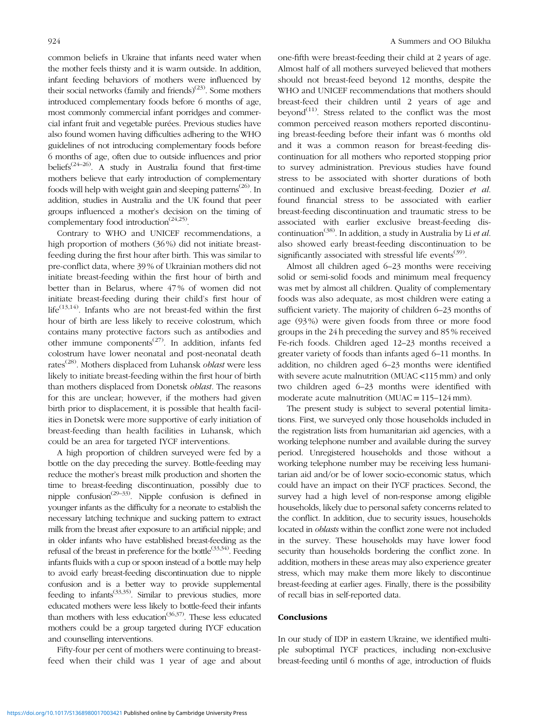common beliefs in Ukraine that infants need water when the mother feels thirsty and it is warm outside. In addition, infant feeding behaviors of mothers were influenced by their social networks (family and friends)[23]. Some mothers introduced complementary foods before 6 months of age, most commonly commercial infant porridges and commercial infant fruit and vegetable purées. Previous studies have also found women having difficulties adhering to the WHO guidelines of not introducing complementary foods before 6 months of age, often due to outside influences and prior beliefs[24–26]. A study in Australia found that first-time mothers believe that early introduction of complementary foods will help with weight gain and sleeping patterns[26]. In addition, studies in Australia and the UK found that peer groups influenced a mother's decision on the timing of complementary food introduction[24,25].

Contrary to WHO and UNICEF recommendations, a high proportion of mothers (36 %) did not initiate breast-feeding during the first hour after birth. This was similar to pre-conflict data, where 39 % of Ukrainian mothers did not initiate breast-feeding within the first hour of birth and better than in Belarus, where 47 % of women did not initiate breast-feeding during their child's first hour of life[13,14]. Infants who are not breast-fed within the first hour of birth are less likely to receive colostrum, which contains many protective factors such as antibodies and other immune components[27]. In addition, infants fed colostrum have lower neonatal and post-neonatal death rates[28]. Mothers displaced from Luhansk *oblast* were less likely to initiate breast-feeding within the first hour of birth than mothers displaced from Donetsk *oblast*. The reasons for this are unclear; however, if the mothers had given birth prior to displacement, it is possible that health facilities in Donetsk were more supportive of early initiation of breast-feeding than health facilities in Luhansk, which could be an area for targeted IYCF interventions.

A high proportion of children surveyed were fed by a bottle on the day preceding the survey. Bottle-feeding may reduce the mother's breast milk production and shorten the time to breast-feeding discontinuation, possibly due to nipple confusion[29–33]. Nipple confusion is defined in younger infants as the difficulty for a neonate to establish the necessary latching technique and sucking pattern to extract milk from the breast after exposure to an artificial nipple; and in older infants who have established breast-feeding as the refusal of the breast in preference for the bottle[33,34]. Feeding infants fluids with a cup or spoon instead of a bottle may help to avoid early breast-feeding discontinuation due to nipple confusion and is a better way to provide supplemental feeding to infants[33,35]. Similar to previous studies, more educated mothers were less likely to bottle-feed their infants than mothers with less education[36,37]. These less educated mothers could be a group targeted during IYCF education and counselling interventions.

Fifty-four per cent of mothers were continuing to breast-feed when their child was 1 year of age and about one-fifth were breast-feeding their child at 2 years of age. Almost half of all mothers surveyed believed that mothers should not breast-feed beyond 12 months, despite the WHO and UNICEF recommendations that mothers should breast-feed their children until 2 years of age and beyond[11]. Stress related to the conflict was the most common perceived reason mothers reported discontinuing breast-feeding before their infant was 6 months old and it was a common reason for breast-feeding discontinuation for all mothers who reported stopping prior to survey administration. Previous studies have found stress to be associated with shorter durations of both continued and exclusive breast-feeding. Dozier *et al.* found financial stress to be associated with earlier breast-feeding discontinuation and traumatic stress to be associated with earlier exclusive breast-feeding discontinuation[38]. In addition, a study in Australia by Li *et al.* also showed early breast-feeding discontinuation to be significantly associated with stressful life events[39].

Almost all children aged 6–23 months were receiving solid or semi-solid foods and minimum meal frequency was met by almost all children. Quality of complementary foods was also adequate, as most children were eating a sufficient variety. The majority of children 6–23 months of age (93 %) were given foods from three or more food groups in the 24 h preceding the survey and 85 % received Fe-rich foods. Children aged 12–23 months received a greater variety of foods than infants aged 6–11 months. In addition, no children aged 6–23 months were identified with severe acute malnutrition (MUAC < 115 mm) and only two children aged 6–23 months were identified with moderate acute malnutrition (MUAC = 115–124 mm).

The present study is subject to several potential limitations. First, we surveyed only those households included in the registration lists from humanitarian aid agencies, with a working telephone number and available during the survey period. Unregistered households and those without a working telephone number may be receiving less humanitarian aid and/or be of lower socio-economic status, which could have an impact on their IYCF practices. Second, the survey had a high level of non-response among eligible households, likely due to personal safety concerns related to the conflict. In addition, due to security issues, households located in *oblasts* within the conflict zone were not included in the survey. These households may have lower food security than households bordering the conflict zone. In addition, mothers in these areas may also experience greater stress, which may make them more likely to discontinue breast-feeding at earlier ages. Finally, there is the possibility of recall bias in self-reported data.

## Conclusions

In our study of IDP in eastern Ukraine, we identified multiple suboptimal IYCF practices, including non-exclusive breast-feeding until 6 months of age, introduction of fluids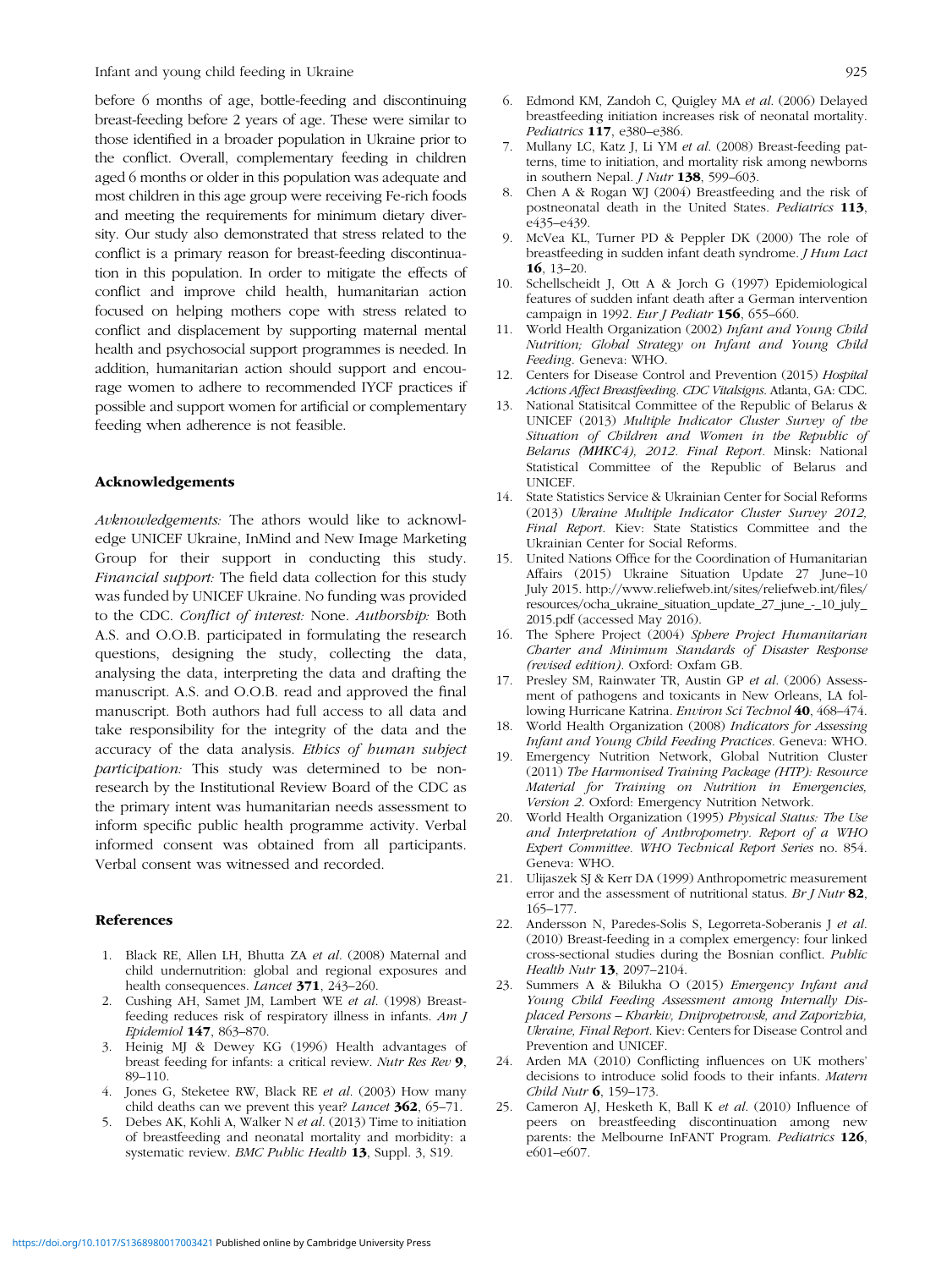before 6 months of age, bottle-feeding and discontinuing breast-feeding before 2 years of age. These were similar to those identified in a broader population in Ukraine prior to the conflict. Overall, complementary feeding in children aged 6 months or older in this population was adequate and most children in this age group were receiving Fe-rich foods and meeting the requirements for minimum dietary diversity. Our study also demonstrated that stress related to the conflict is a primary reason for breast-feeding discontinuation in this population. In order to mitigate the effects of conflict and improve child health, humanitarian action focused on helping mothers cope with stress related to conflict and displacement by supporting maternal mental health and psychosocial support programmes is needed. In addition, humanitarian action should support and encourage women to adhere to recommended IYCF practices if possible and support women for artificial or complementary feeding when adherence is not feasible.

## Acknowledgements

*Avknowledgements:* The athors would like to acknowledge UNICEF Ukraine, InMind and New Image Marketing Group for their support in conducting this study. *Financial support:* The field data collection for this study was funded by UNICEF Ukraine. No funding was provided to the CDC. *Conflict of interest:* None. *Authorship:* Both A.S. and O.O.B. participated in formulating the research questions, designing the study, collecting the data, analysing the data, interpreting the data and drafting the manuscript. A.S. and O.O.B. read and approved the final manuscript. Both authors had full access to all data and take responsibility for the integrity of the data and the accuracy of the data analysis. *Ethics of human subject participation:* This study was determined to be non-research by the Institutional Review Board of the CDC as the primary intent was humanitarian needs assessment to inform specific public health programme activity. Verbal informed consent was obtained from all participants. Verbal consent was witnessed and recorded.

## References

1. Black RE, Allen LH, Bhutta ZA *et al.* (2008) Maternal and child undernutrition: global and regional exposures and health consequences. *Lancet* **371**, 243–260.
2. Cushing AH, Samet JM, Lambert WE *et al.* (1998) Breast-feeding reduces risk of respiratory illness in infants. *Am J Epidemiol* **147**, 863–870.
3. Heinig MJ & Dewey KG (1996) Health advantages of breast feeding for infants: a critical review. *Nutr Res Rev* **9**, 89–110.
4. Jones G, Steketee RW, Black RE *et al.* (2003) How many child deaths can we prevent this year? *Lancet* **362**, 65–71.
5. Debes AK, Kohli A, Walker N *et al.* (2013) Time to initiation of breastfeeding and neonatal mortality and morbidity: a systematic review. *BMC Public Health* **13**, Suppl. 3, S19.
6. Edmond KM, Zandoh C, Quigley MA *et al.* (2006) Delayed breastfeeding initiation increases risk of neonatal mortality. *Pediatrics* **117**, e380–e386.
7. Mullany LC, Katz J, Li YM *et al.* (2008) Breast-feeding patterns, time to initiation, and mortality risk among newborns in southern Nepal. *J Nutr* **138**, 599–603.
8. Chen A & Rogan WJ (2004) Breastfeeding and the risk of postneonatal death in the United States. *Pediatrics* **113**, e435–e439.
9. McVea KL, Turner PD & Peppler DK (2000) The role of breastfeeding in sudden infant death syndrome. *J Hum Lact* **16**, 13–20.
10. Schellscheidt J, Ott A & Jorch G (1997) Epidemiological features of sudden infant death after a German intervention campaign in 1992. *Eur J Pediatr* **156**, 655–660.
11. World Health Organization (2002) *Infant and Young Child Nutrition; Global Strategy on Infant and Young Child Feeding*. Geneva: WHO.
12. Centers for Disease Control and Prevention (2015) *Hospital Actions Affect Breastfeeding. CDC Vitalsigns*. Atlanta, GA: CDC.
13. National Statisitcal Committee of the Republic of Belarus & UNICEF (2013) *Multiple Indicator Cluster Survey of the Situation of Children and Women in the Republic of Belarus (МИКС4), 2012. Final Report*. Minsk: National Statistical Committee of the Republic of Belarus and UNICEF.
14. State Statistics Service & Ukrainian Center for Social Reforms (2013) *Ukraine Multiple Indicator Cluster Survey 2012, Final Report*. Kiev: State Statistics Committee and the Ukrainian Center for Social Reforms.
15. United Nations Office for the Coordination of Humanitarian Affairs (2015) Ukraine Situation Update 27 June–10 July 2015. http://www.reliefweb.int/sites/reliefweb.int/files/resources/ocha_ukraine_situation_update_27_june_-_10_july_2015.pdf (accessed May 2016).
16. The Sphere Project (2004) *Sphere Project Humanitarian Charter and Minimum Standards of Disaster Response (revised edition)*. Oxford: Oxfam GB.
17. Presley SM, Rainwater TR, Austin GP *et al.* (2006) Assessment of pathogens and toxicants in New Orleans, LA following Hurricane Katrina. *Environ Sci Technol* **40**, 468–474.
18. World Health Organization (2008) *Indicators for Assessing Infant and Young Child Feeding Practices*. Geneva: WHO.
19. Emergency Nutrition Network, Global Nutrition Cluster (2011) *The Harmonised Training Package (HTP): Resource Material for Training on Nutrition in Emergencies, Version 2*. Oxford: Emergency Nutrition Network.
20. World Health Organization (1995) *Physical Status: The Use and Interpretation of Anthropometry. Report of a WHO Expert Committee. WHO Technical Report Series* no. 854. Geneva: WHO.
21. Ulijaszek SJ & Kerr DA (1999) Anthropometric measurement error and the assessment of nutritional status. *Br J Nutr* **82**, 165–177.
22. Andersson N, Paredes-Solis S, Legorreta-Soberanis J *et al.* (2010) Breast-feeding in a complex emergency: four linked cross-sectional studies during the Bosnian conflict. *Public Health Nutr* **13**, 2097–2104.
23. Summers A & Bilukha O (2015) *Emergency Infant and Young Child Feeding Assessment among Internally Displaced Persons – Kharkiv, Dnipropetrovsk, and Zaporizhia, Ukraine, Final Report*. Kiev: Centers for Disease Control and Prevention and UNICEF.
24. Arden MA (2010) Conflicting influences on UK mothers' decisions to introduce solid foods to their infants. *Matern Child Nutr* **6**, 159–173.
25. Cameron AJ, Hesketh K, Ball K *et al.* (2010) Influence of peers on breastfeeding discontinuation among new parents: the Melbourne InFANT Program. *Pediatrics* **126**, e601–e607.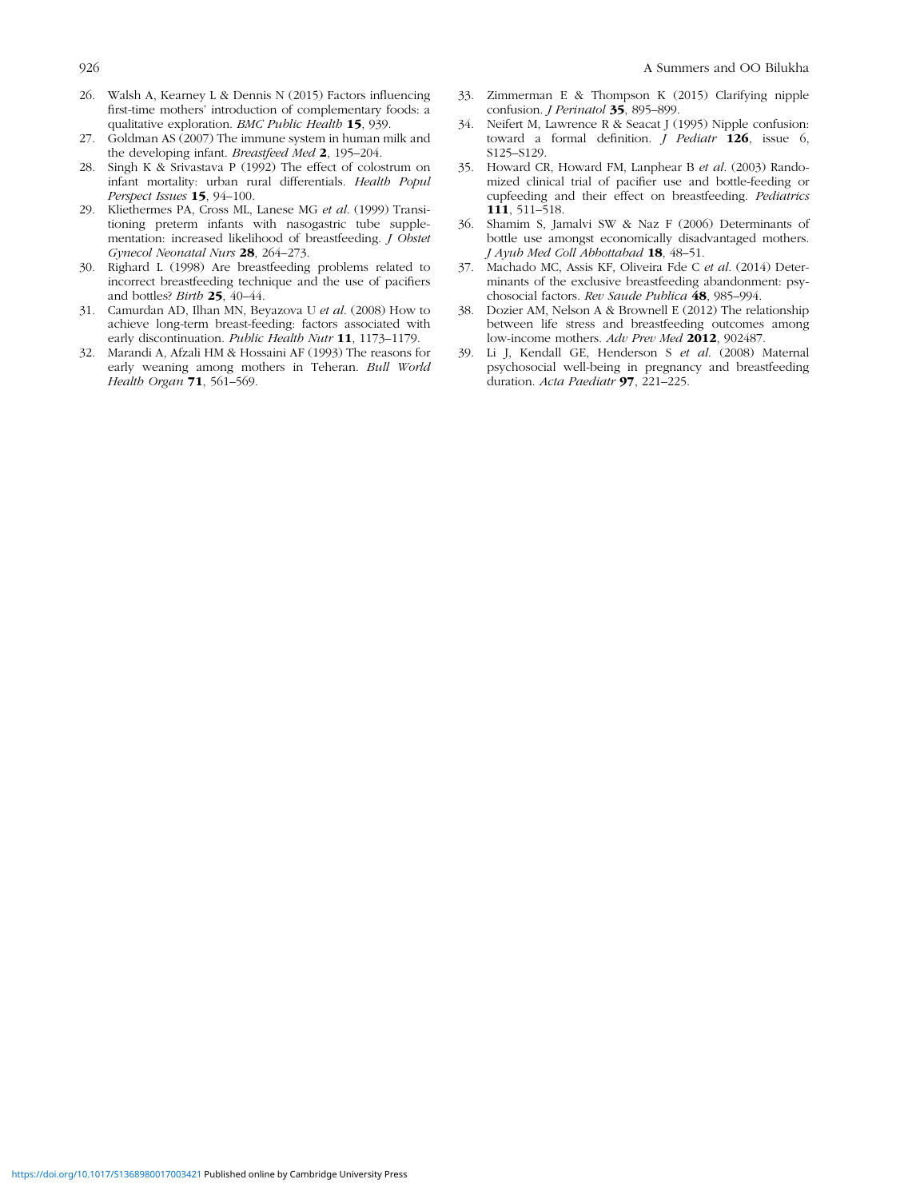26. Walsh A, Kearney L & Dennis N (2015) Factors influencing first-time mothers' introduction of complementary foods: a qualitative exploration. *BMC Public Health* **15**, 939.
27. Goldman AS (2007) The immune system in human milk and the developing infant. *Breastfeed Med* **2**, 195–204.
28. Singh K & Srivastava P (1992) The effect of colostrum on infant mortality: urban rural differentials. *Health Popul Perspect Issues* **15**, 94–100.
29. Kliethermes PA, Cross ML, Lanese MG *et al.* (1999) Transitioning preterm infants with nasogastric tube supplementation: increased likelihood of breastfeeding. *J Obstet Gynecol Neonatal Nurs* **28**, 264–273.
30. Righard L (1998) Are breastfeeding problems related to incorrect breastfeeding technique and the use of pacifiers and bottles? *Birth* **25**, 40–44.
31. Camurdan AD, Ilhan MN, Beyazova U *et al.* (2008) How to achieve long-term breast-feeding: factors associated with early discontinuation. *Public Health Nutr* **11**, 1173–1179.
32. Marandi A, Afzali HM & Hossaini AF (1993) The reasons for early weaning among mothers in Teheran. *Bull World Health Organ* **71**, 561–569.
33. Zimmerman E & Thompson K (2015) Clarifying nipple confusion. *J Perinatol* **35**, 895–899.
34. Neifert M, Lawrence R & Seacat J (1995) Nipple confusion: toward a formal definition. *J Pediatr* **126**, issue 6, S125–S129.
35. Howard CR, Howard FM, Lanphear B *et al.* (2003) Randomized clinical trial of pacifier use and bottle-feeding or cupfeeding and their effect on breastfeeding. *Pediatrics* **111**, 511–518.
36. Shamim S, Jamalvi SW & Naz F (2006) Determinants of bottle use amongst economically disadvantaged mothers. *J Ayub Med Coll Abbottabad* **18**, 48–51.
37. Machado MC, Assis KF, Oliveira Fde C *et al.* (2014) Determinants of the exclusive breastfeeding abandonment: psychosocial factors. *Rev Saude Publica* **48**, 985–994.
38. Dozier AM, Nelson A & Brownell E (2012) The relationship between life stress and breastfeeding outcomes among low-income mothers. *Adv Prev Med* **2012**, 902487.
39. Li J, Kendall GE, Henderson S *et al.* (2008) Maternal psychosocial well-being in pregnancy and breastfeeding duration. *Acta Paediatr* **97**, 221–225.